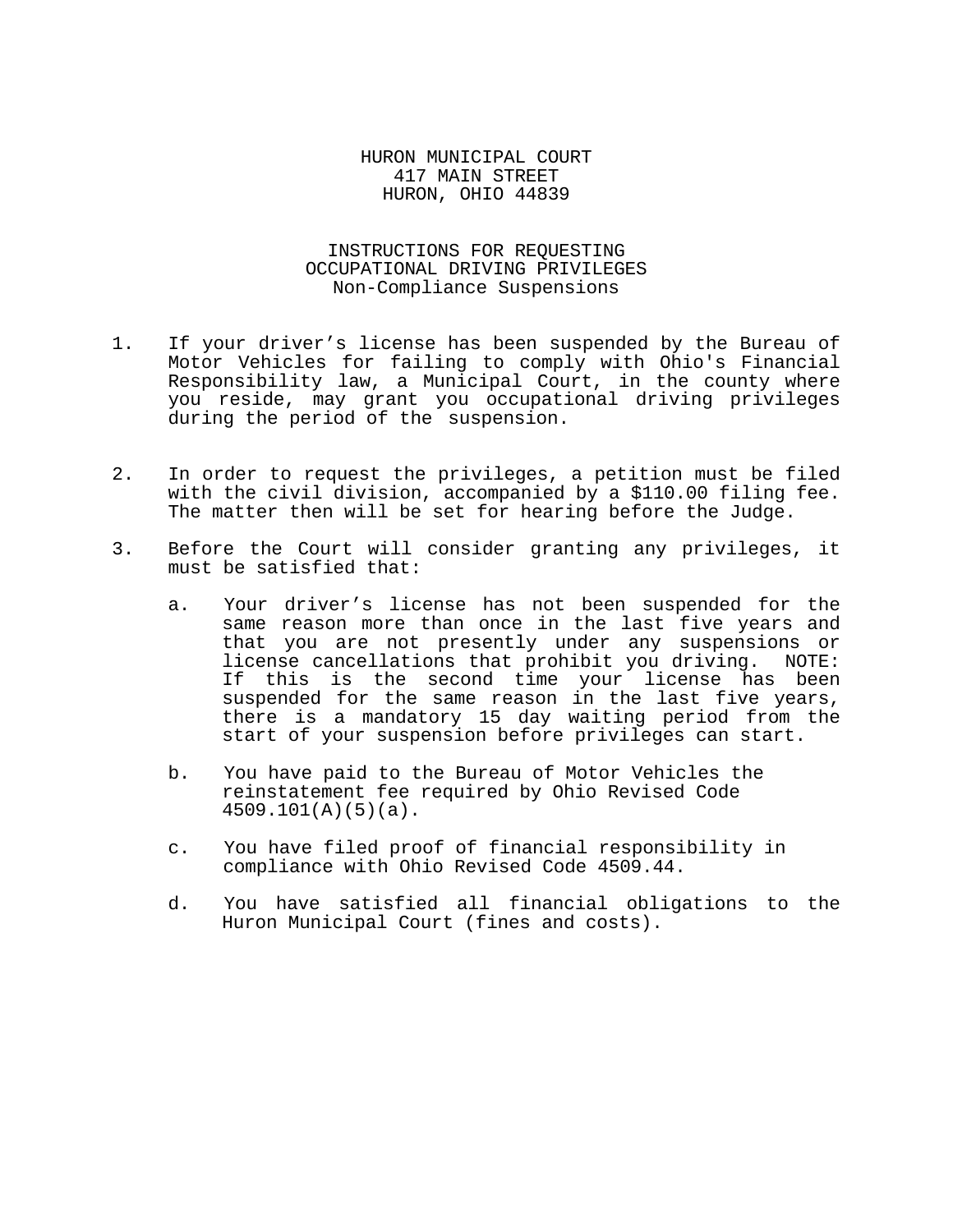HURON MUNICIPAL COURT
417 MAIN STREET
HURON, OHIO 44839

# INSTRUCTIONS FOR REQUESTING OCCUPATIONAL DRIVING PRIVILEGES
## Non-Compliance Suspensions

1. If your driver's license has been suspended by the Bureau of Motor Vehicles for failing to comply with Ohio's Financial Responsibility law, a Municipal Court, in the county where you reside, may grant you occupational driving privileges during the period of the suspension.

2. In order to request the privileges, a petition must be filed with the civil division, accompanied by a $110.00 filing fee. The matter then will be set for hearing before the Judge.

3. Before the Court will consider granting any privileges, it must be satisfied that:

   a. Your driver's license has not been suspended for the same reason more than once in the last five years and that you are not presently under any suspensions or license cancellations that prohibit you driving. NOTE: If this is the second time your license has been suspended for the same reason in the last five years, there is a mandatory 15 day waiting period from the start of your suspension before privileges can start.

   b. You have paid to the Bureau of Motor Vehicles the reinstatement fee required by Ohio Revised Code 4509.101(A)(5)(a).

   c. You have filed proof of financial responsibility in compliance with Ohio Revised Code 4509.44.

   d. You have satisfied all financial obligations to the Huron Municipal Court (fines and costs).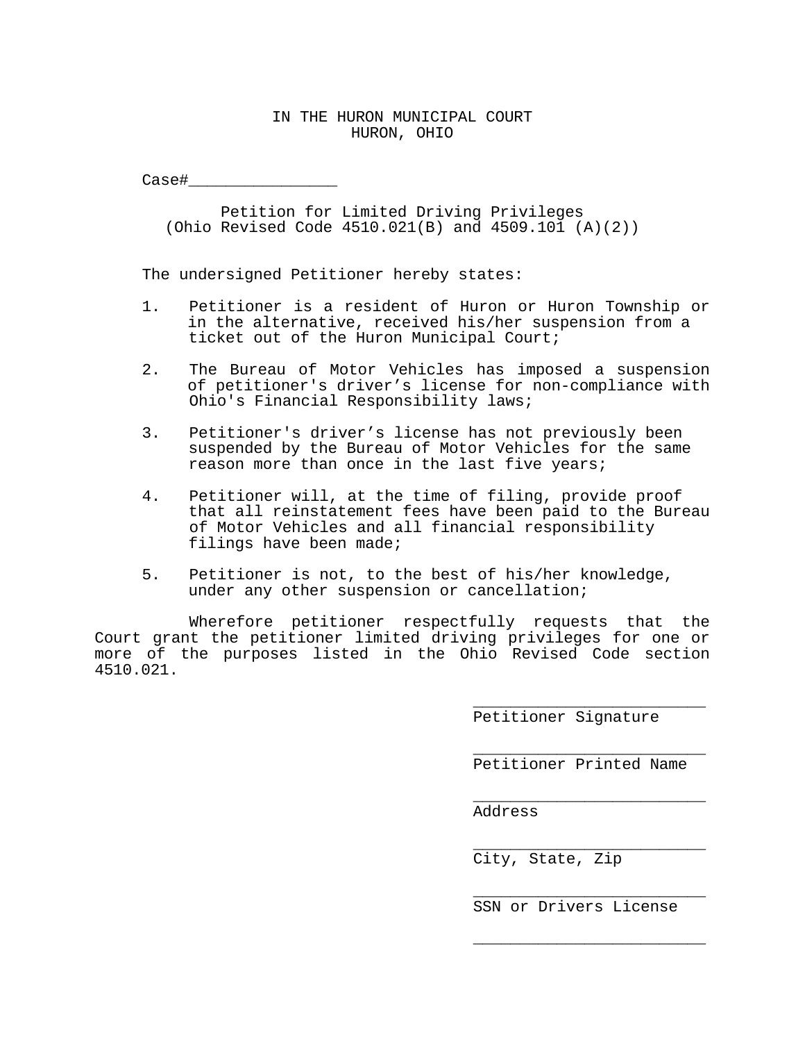IN THE HURON MUNICIPAL COURT
HURON, OHIO

Case#_______________

Petition for Limited Driving Privileges
(Ohio Revised Code 4510.021(B) and 4509.101 (A)(2))

The undersigned Petitioner hereby states:

1. Petitioner is a resident of Huron or Huron Township or in the alternative, received his/her suspension from a ticket out of the Huron Municipal Court;

2. The Bureau of Motor Vehicles has imposed a suspension of petitioner's driver's license for non-compliance with Ohio's Financial Responsibility laws;

3. Petitioner's driver's license has not previously been suspended by the Bureau of Motor Vehicles for the same reason more than once in the last five years;

4. Petitioner will, at the time of filing, provide proof that all reinstatement fees have been paid to the Bureau of Motor Vehicles and all financial responsibility filings have been made;

5. Petitioner is not, to the best of his/her knowledge, under any other suspension or cancellation;

Wherefore petitioner respectfully requests that the Court grant the petitioner limited driving privileges for one or more of the purposes listed in the Ohio Revised Code section 4510.021.

_________________________
Petitioner Signature

_________________________
Petitioner Printed Name

_________________________
Address

_________________________
City, State, Zip

_________________________
SSN or Drivers License

_________________________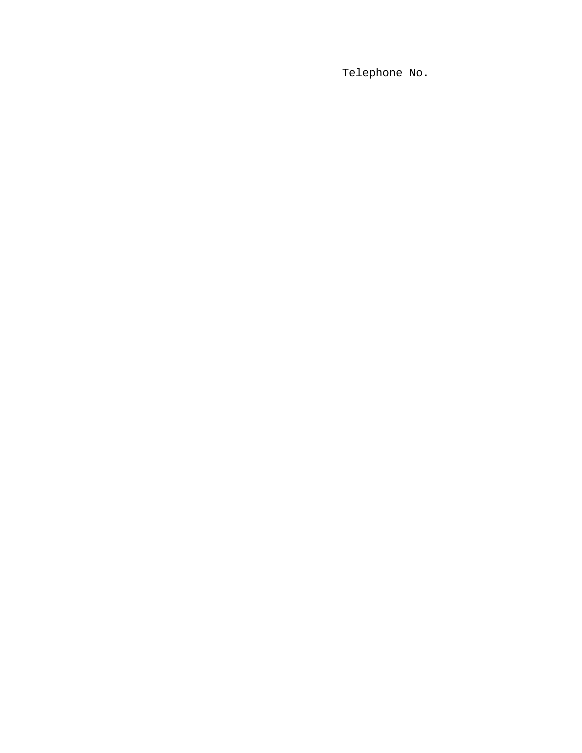Telephone No.